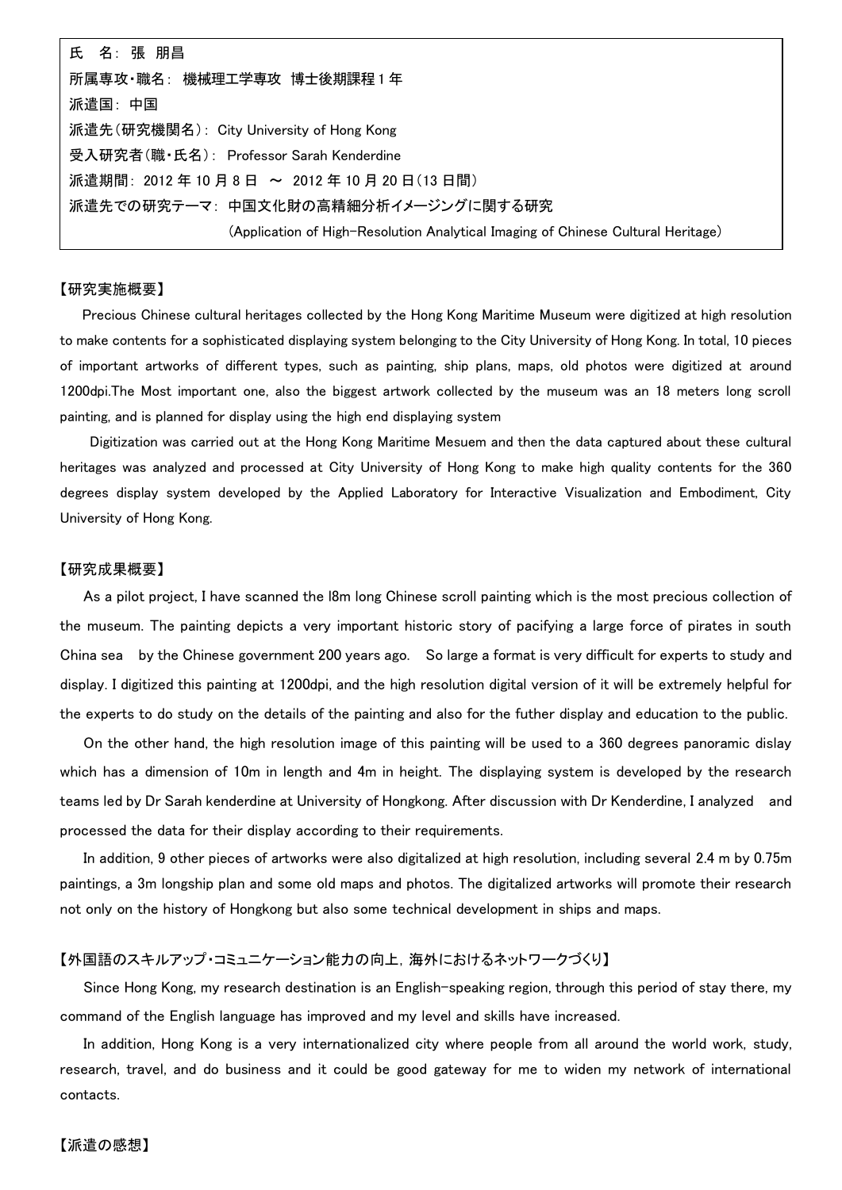氏　名:  張  朋昌

所属専攻・職名:  機械理工学専攻  博士後期課程 1 年

派遣国:  中国

派遣先（研究機関名）:  City University of Hong Kong

受入研究者（職・氏名）:  Professor Sarah Kenderdine

派遣期間:  2012 年 10 月 8 日  ～  2012 年 10 月 20 日（13 日間）

派遣先での研究テーマ:  中国文化財の高精細分析イメージングに関する研究

(Application of High-Resolution Analytical Imaging of Chinese Cultural Heritage)

【研究実施概要】

Precious Chinese cultural heritages collected by the Hong Kong Maritime Museum were digitized at high resolution to make contents for a sophisticated displaying system belonging to the City University of Hong Kong. In total, 10 pieces of important artworks of different types, such as painting, ship plans, maps, old photos were digitized at around 1200dpi.The Most important one, also the biggest artwork collected by the museum was an 18 meters long scroll painting, and is planned for display using the high end displaying system

Digitization was carried out at the Hong Kong Maritime Mesuem and then the data captured about these cultural heritages was analyzed and processed at City University of Hong Kong to make high quality contents for the 360 degrees display system developed by the Applied Laboratory for Interactive Visualization and Embodiment, City University of Hong Kong.

【研究成果概要】

As a pilot project, I have scanned the l8m long Chinese scroll painting which is the most precious collection of the museum. The painting depicts a very important historic story of pacifying a large force of pirates in south China sea by the Chinese government 200 years ago. So large a format is very difficult for experts to study and display. I digitized this painting at 1200dpi, and the high resolution digital version of it will be extremely helpful for the experts to do study on the details of the painting and also for the futher display and education to the public.

On the other hand, the high resolution image of this painting will be used to a 360 degrees panoramic dislay which has a dimension of 10m in length and 4m in height. The displaying system is developed by the research teams led by Dr Sarah kenderdine at University of Hongkong. After discussion with Dr Kenderdine, I analyzed and processed the data for their display according to their requirements.

In addition, 9 other pieces of artworks were also digitalized at high resolution, including several 2.4 m by 0.75m paintings, a 3m longship plan and some old maps and photos. The digitalized artworks will promote their research not only on the history of Hongkong but also some technical development in ships and maps.

【外国語のスキルアップ・コミュニケーション能力の向上，海外におけるネットワークづくり】

Since Hong Kong, my research destination is an English-speaking region, through this period of stay there, my command of the English language has improved and my level and skills have increased.

In addition, Hong Kong is a very internationalized city where people from all around the world work, study, research, travel, and do business and it could be good gateway for me to widen my network of international contacts.

【派遣の感想】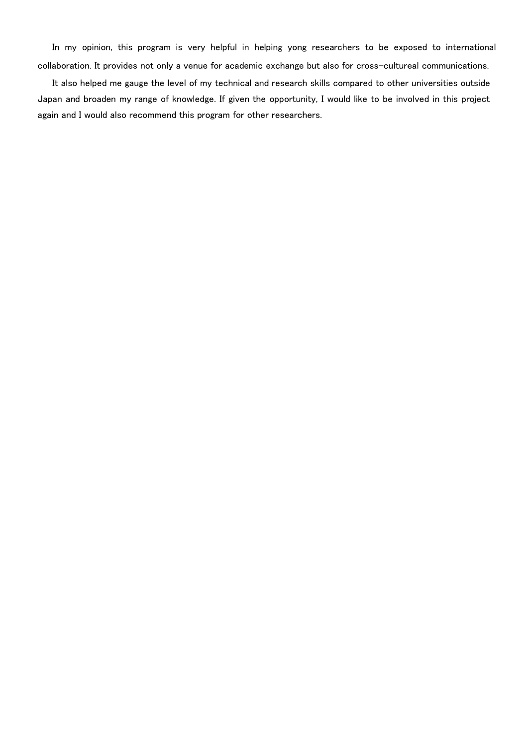In my opinion, this program is very helpful in helping yong researchers to be exposed to international collaboration. It provides not only a venue for academic exchange but also for cross-cultureal communications.

It also helped me gauge the level of my technical and research skills compared to other universities outside Japan and broaden my range of knowledge. If given the opportunity, I would like to be involved in this project again and I would also recommend this program for other researchers.